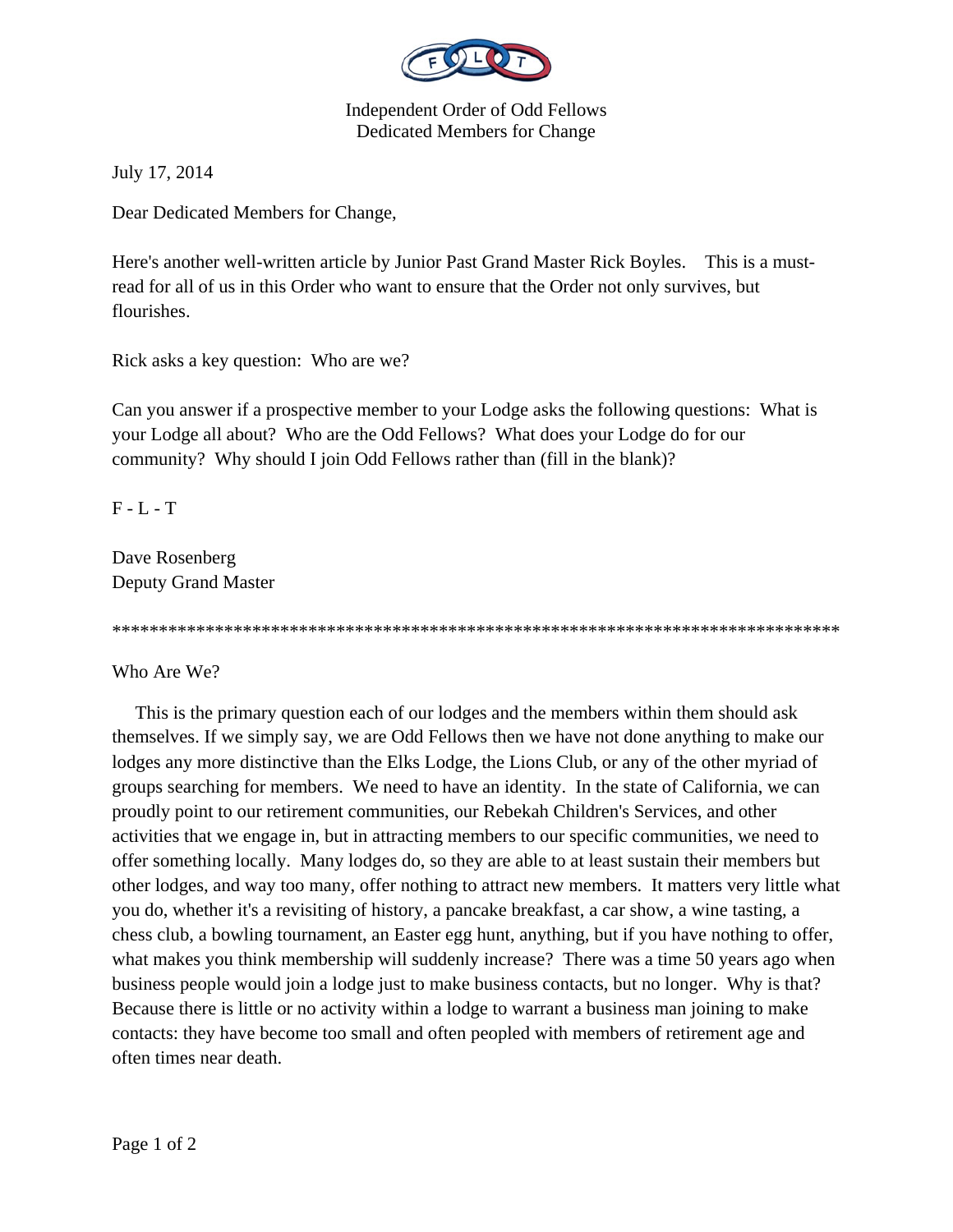Independent Order of Odd Fellows
Dedicated Members for Change

July 17, 2014

Dear Dedicated Members for Change,

Here's another well-written article by Junior Past Grand Master Rick Boyles. This is a must-read for all of us in this Order who want to ensure that the Order not only survives, but flourishes.

Rick asks a key question: Who are we?

Can you answer if a prospective member to your Lodge asks the following questions: What is your Lodge all about? Who are the Odd Fellows? What does your Lodge do for our community? Why should I join Odd Fellows rather than (fill in the blank)?

F - L - T

Dave Rosenberg
Deputy Grand Master

*********************************************************************************

Who Are We?

This is the primary question each of our lodges and the members within them should ask themselves. If we simply say, we are Odd Fellows then we have not done anything to make our lodges any more distinctive than the Elks Lodge, the Lions Club, or any of the other myriad of groups searching for members. We need to have an identity. In the state of California, we can proudly point to our retirement communities, our Rebekah Children's Services, and other activities that we engage in, but in attracting members to our specific communities, we need to offer something locally. Many lodges do, so they are able to at least sustain their members but other lodges, and way too many, offer nothing to attract new members. It matters very little what you do, whether it's a revisiting of history, a pancake breakfast, a car show, a wine tasting, a chess club, a bowling tournament, an Easter egg hunt, anything, but if you have nothing to offer, what makes you think membership will suddenly increase? There was a time 50 years ago when business people would join a lodge just to make business contacts, but no longer. Why is that? Because there is little or no activity within a lodge to warrant a business man joining to make contacts: they have become too small and often peopled with members of retirement age and often times near death.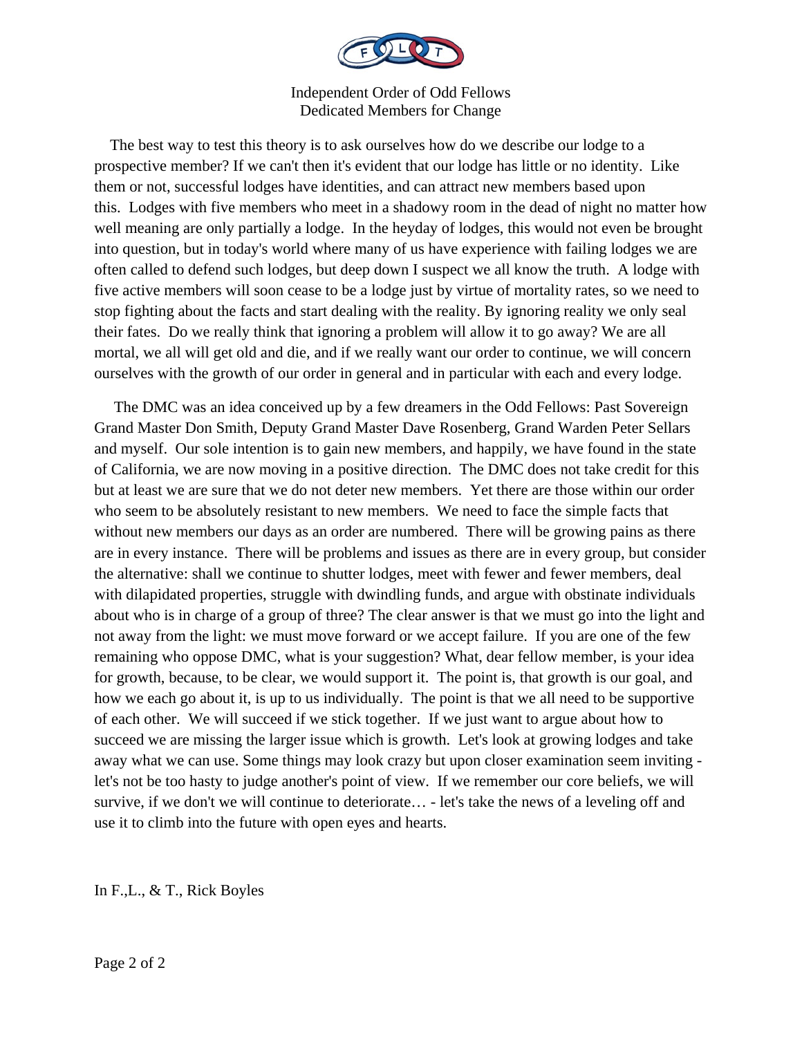Independent Order of Odd Fellows
Dedicated Members for Change

The best way to test this theory is to ask ourselves how do we describe our lodge to a prospective member? If we can't then it's evident that our lodge has little or no identity. Like them or not, successful lodges have identities, and can attract new members based upon this. Lodges with five members who meet in a shadowy room in the dead of night no matter how well meaning are only partially a lodge. In the heyday of lodges, this would not even be brought into question, but in today's world where many of us have experience with failing lodges we are often called to defend such lodges, but deep down I suspect we all know the truth. A lodge with five active members will soon cease to be a lodge just by virtue of mortality rates, so we need to stop fighting about the facts and start dealing with the reality. By ignoring reality we only seal their fates. Do we really think that ignoring a problem will allow it to go away? We are all mortal, we all will get old and die, and if we really want our order to continue, we will concern ourselves with the growth of our order in general and in particular with each and every lodge.

The DMC was an idea conceived up by a few dreamers in the Odd Fellows: Past Sovereign Grand Master Don Smith, Deputy Grand Master Dave Rosenberg, Grand Warden Peter Sellars and myself. Our sole intention is to gain new members, and happily, we have found in the state of California, we are now moving in a positive direction. The DMC does not take credit for this but at least we are sure that we do not deter new members. Yet there are those within our order who seem to be absolutely resistant to new members. We need to face the simple facts that without new members our days as an order are numbered. There will be growing pains as there are in every instance. There will be problems and issues as there are in every group, but consider the alternative: shall we continue to shutter lodges, meet with fewer and fewer members, deal with dilapidated properties, struggle with dwindling funds, and argue with obstinate individuals about who is in charge of a group of three? The clear answer is that we must go into the light and not away from the light: we must move forward or we accept failure. If you are one of the few remaining who oppose DMC, what is your suggestion? What, dear fellow member, is your idea for growth, because, to be clear, we would support it. The point is, that growth is our goal, and how we each go about it, is up to us individually. The point is that we all need to be supportive of each other. We will succeed if we stick together. If we just want to argue about how to succeed we are missing the larger issue which is growth. Let's look at growing lodges and take away what we can use. Some things may look crazy but upon closer examination seem inviting - let's not be too hasty to judge another's point of view. If we remember our core beliefs, we will survive, if we don't we will continue to deteriorate… - let's take the news of a leveling off and use it to climb into the future with open eyes and hearts.

In F.,L., & T., Rick Boyles